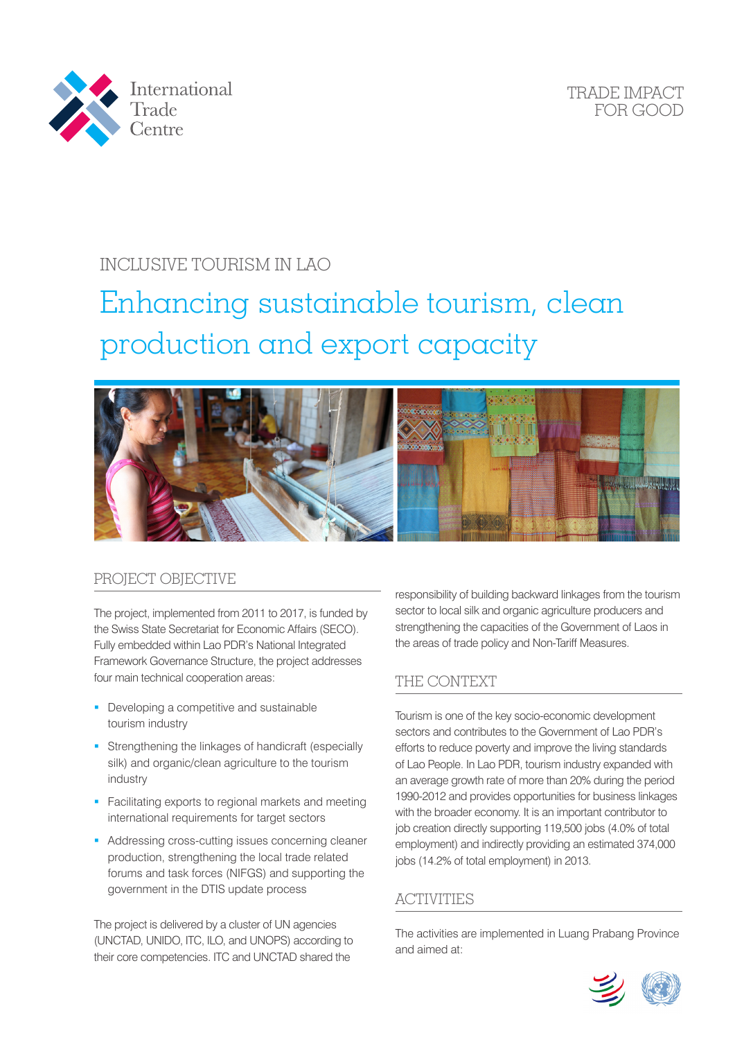International Trade Centre

TRADE IMPACT FOR GOOD

INCLUSIVE TOURISM IN LAO

# Enhancing sustainable tourism, clean production and export capacity

## PROJECT OBJECTIVE

The project, implemented from 2011 to 2017, is funded by the Swiss State Secretariat for Economic Affairs (SECO). Fully embedded within Lao PDR's National Integrated Framework Governance Structure, the project addresses four main technical cooperation areas:

- Developing a competitive and sustainable tourism industry
- Strengthening the linkages of handicraft (especially silk) and organic/clean agriculture to the tourism industry
- Facilitating exports to regional markets and meeting international requirements for target sectors
- Addressing cross-cutting issues concerning cleaner production, strengthening the local trade related forums and task forces (NIFGS) and supporting the government in the DTIS update process

The project is delivered by a cluster of UN agencies (UNCTAD, UNIDO, ITC, ILO, and UNOPS) according to their core competencies. ITC and UNCTAD shared the responsibility of building backward linkages from the tourism sector to local silk and organic agriculture producers and strengthening the capacities of the Government of Laos in the areas of trade policy and Non-Tariff Measures.

## THE CONTEXT

Tourism is one of the key socio-economic development sectors and contributes to the Government of Lao PDR's efforts to reduce poverty and improve the living standards of Lao People. In Lao PDR, tourism industry expanded with an average growth rate of more than 20% during the period 1990-2012 and provides opportunities for business linkages with the broader economy. It is an important contributor to job creation directly supporting 119,500 jobs (4.0% of total employment) and indirectly providing an estimated 374,000 jobs (14.2% of total employment) in 2013.

## ACTIVITIES

The activities are implemented in Luang Prabang Province and aimed at: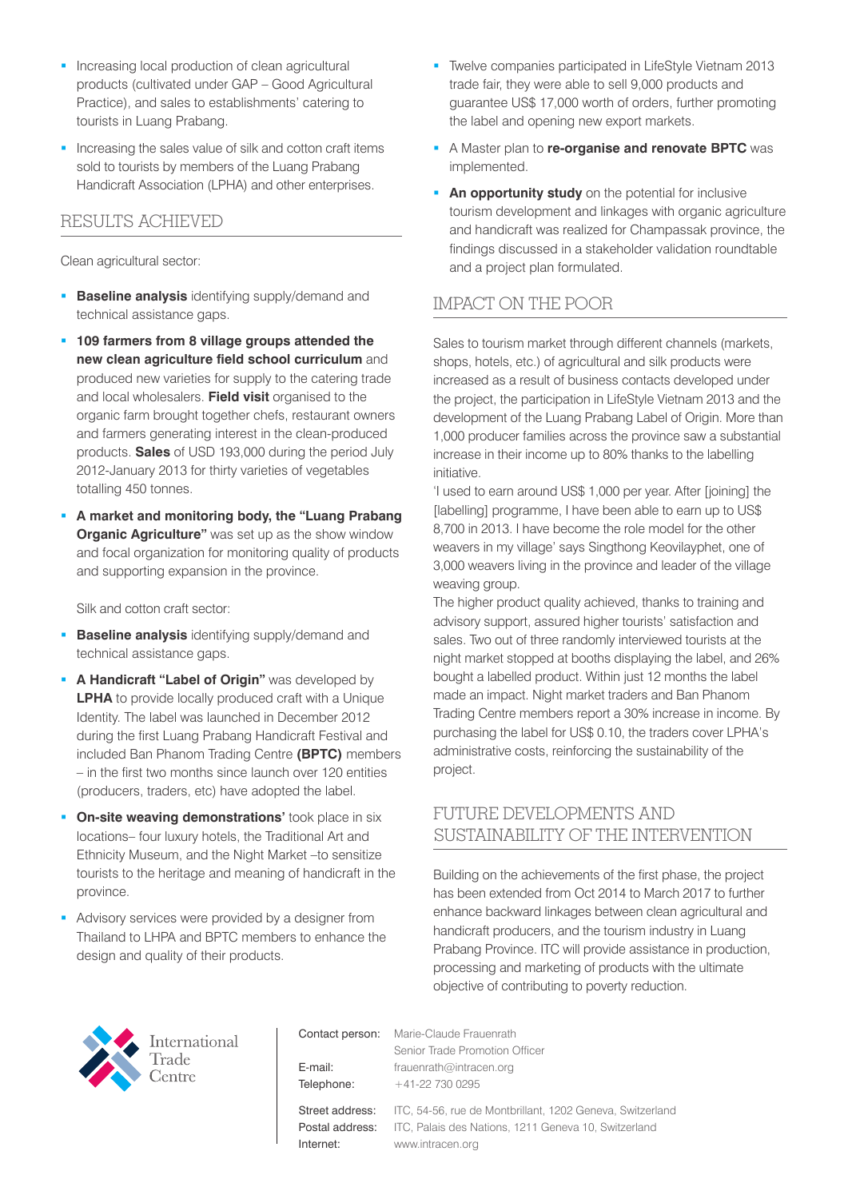- Increasing local production of clean agricultural products (cultivated under GAP – Good Agricultural Practice), and sales to establishments' catering to tourists in Luang Prabang.
- Increasing the sales value of silk and cotton craft items sold to tourists by members of the Luang Prabang Handicraft Association (LPHA) and other enterprises.

## RESULTS ACHIEVED

Clean agricultural sector:

- **Baseline analysis** identifying supply/demand and technical assistance gaps.
- **109 farmers from 8 village groups attended the new clean agriculture field school curriculum** and produced new varieties for supply to the catering trade and local wholesalers. **Field visit** organised to the organic farm brought together chefs, restaurant owners and farmers generating interest in the clean-produced products. **Sales** of USD 193,000 during the period July 2012-January 2013 for thirty varieties of vegetables totalling 450 tonnes.
- **A market and monitoring body, the "Luang Prabang Organic Agriculture"** was set up as the show window and focal organization for monitoring quality of products and supporting expansion in the province.

Silk and cotton craft sector:

- **Baseline analysis** identifying supply/demand and technical assistance gaps.
- **A Handicraft "Label of Origin"** was developed by **LPHA** to provide locally produced craft with a Unique Identity. The label was launched in December 2012 during the first Luang Prabang Handicraft Festival and included Ban Phanom Trading Centre **(BPTC)** members – in the first two months since launch over 120 entities (producers, traders, etc) have adopted the label.
- **On-site weaving demonstrations'** took place in six locations– four luxury hotels, the Traditional Art and Ethnicity Museum, and the Night Market –to sensitize tourists to the heritage and meaning of handicraft in the province.
- Advisory services were provided by a designer from Thailand to LHPA and BPTC members to enhance the design and quality of their products.
- Twelve companies participated in LifeStyle Vietnam 2013 trade fair, they were able to sell 9,000 products and guarantee US$ 17,000 worth of orders, further promoting the label and opening new export markets.
- A Master plan to **re-organise and renovate BPTC** was implemented.
- **An opportunity study** on the potential for inclusive tourism development and linkages with organic agriculture and handicraft was realized for Champassak province, the findings discussed in a stakeholder validation roundtable and a project plan formulated.

## IMPACT ON THE POOR

Sales to tourism market through different channels (markets, shops, hotels, etc.) of agricultural and silk products were increased as a result of business contacts developed under the project, the participation in LifeStyle Vietnam 2013 and the development of the Luang Prabang Label of Origin. More than 1,000 producer families across the province saw a substantial increase in their income up to 80% thanks to the labelling initiative.

'I used to earn around US$ 1,000 per year. After [joining] the [labelling] programme, I have been able to earn up to US$ 8,700 in 2013. I have become the role model for the other weavers in my village' says Singthong Keovilayphet, one of 3,000 weavers living in the province and leader of the village weaving group.

The higher product quality achieved, thanks to training and advisory support, assured higher tourists' satisfaction and sales. Two out of three randomly interviewed tourists at the night market stopped at booths displaying the label, and 26% bought a labelled product. Within just 12 months the label made an impact. Night market traders and Ban Phanom Trading Centre members report a 30% increase in income. By purchasing the label for US$ 0.10, the traders cover LPHA's administrative costs, reinforcing the sustainability of the project.

## FUTURE DEVELOPMENTS AND SUSTAINABILITY OF THE INTERVENTION

Building on the achievements of the first phase, the project has been extended from Oct 2014 to March 2017 to further enhance backward linkages between clean agricultural and handicraft producers, and the tourism industry in Luang Prabang Province. ITC will provide assistance in production, processing and marketing of products with the ultimate objective of contributing to poverty reduction.

International Trade Centre

| | |
|---|---|
| Contact person: | Marie-Claude Frauenrath<br>Senior Trade Promotion Officer |
| E-mail: | frauenrath@intracen.org |
| Telephone: | +41-22 730 0295 |
| Street address: | ITC, 54-56, rue de Montbrillant, 1202 Geneva, Switzerland |
| Postal address: | ITC, Palais des Nations, 1211 Geneva 10, Switzerland |
| Internet: | www.intracen.org |